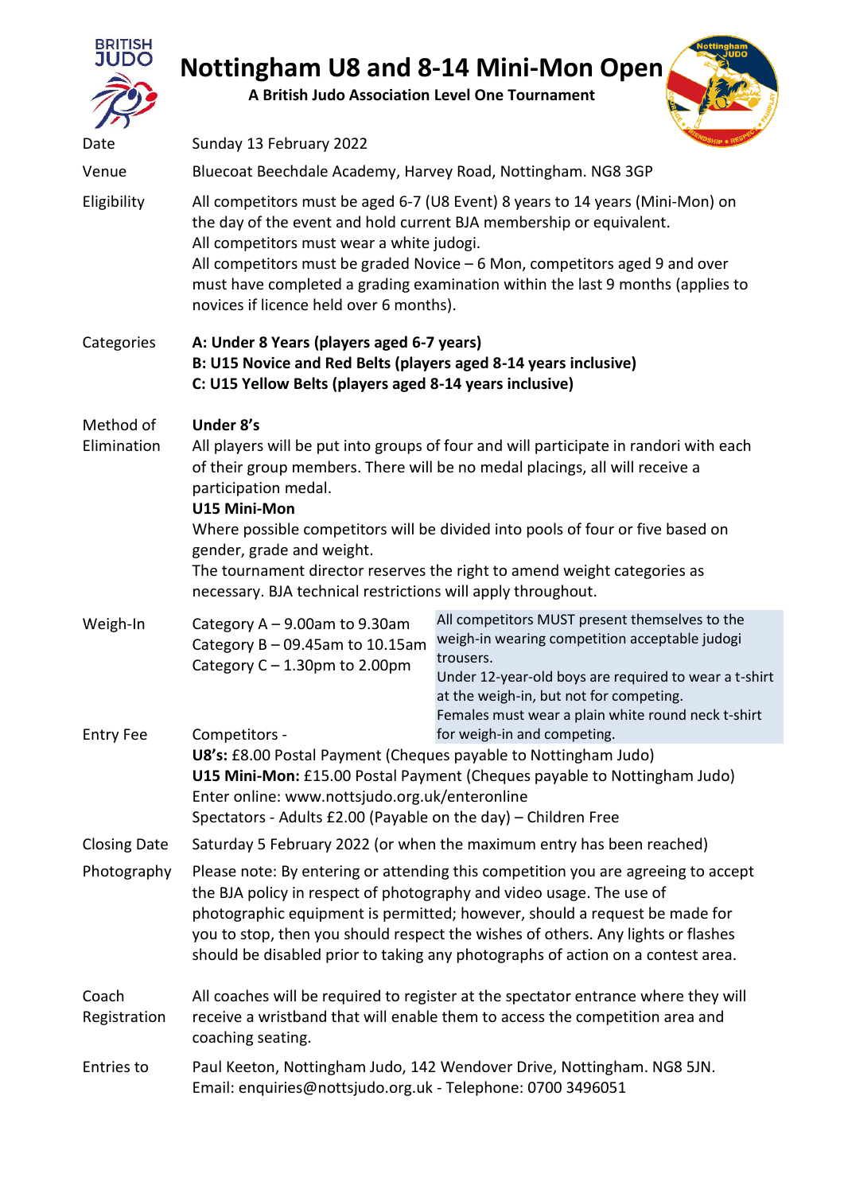# Nottingham U8 and 8-14 Mini-Mon Open

**A British Judo Association Level One Tournament**

| | |
|---|---|
| Date | Sunday 13 February 2022 |
| Venue | Bluecoat Beechdale Academy, Harvey Road, Nottingham. NG8 3GP |
| Eligibility | All competitors must be aged 6-7 (U8 Event) 8 years to 14 years (Mini-Mon) on the day of the event and hold current BJA membership or equivalent. All competitors must wear a white judogi. All competitors must be graded Novice – 6 Mon, competitors aged 9 and over must have completed a grading examination within the last 9 months (applies to novices if licence held over 6 months). |
| Categories | **A: Under 8 Years (players aged 6-7 years)** **B: U15 Novice and Red Belts (players aged 8-14 years inclusive)** **C: U15 Yellow Belts (players aged 8-14 years inclusive)** |
| Method of Elimination | **Under 8's** All players will be put into groups of four and will participate in randori with each of their group members. There will be no medal placings, all will receive a participation medal. **U15 Mini-Mon** Where possible competitors will be divided into pools of four or five based on gender, grade and weight. The tournament director reserves the right to amend weight categories as necessary. BJA technical restrictions will apply throughout. |
| Weigh-In | Category A – 9.00am to 9.30am Category B – 09.45am to 10.15am Category C – 1.30pm to 2.00pm |
| Entry Fee | Competitors - **U8's:** £8.00 Postal Payment (Cheques payable to Nottingham Judo) **U15 Mini-Mon:** £15.00 Postal Payment (Cheques payable to Nottingham Judo) Enter online: www.nottsjudo.org.uk/enteronline Spectators - Adults £2.00 (Payable on the day) – Children Free |
| Closing Date | Saturday 5 February 2022 (or when the maximum entry has been reached) |
| Photography | Please note: By entering or attending this competition you are agreeing to accept the BJA policy in respect of photography and video usage. The use of photographic equipment is permitted; however, should a request be made for you to stop, then you should respect the wishes of others. Any lights or flashes should be disabled prior to taking any photographs of action on a contest area. |
| Coach Registration | All coaches will be required to register at the spectator entrance where they will receive a wristband that will enable them to access the competition area and coaching seating. |
| Entries to | Paul Keeton, Nottingham Judo, 142 Wendover Drive, Nottingham. NG8 5JN. Email: enquiries@nottsjudo.org.uk - Telephone: 0700 3496051 |

All competitors MUST present themselves to the weigh-in wearing competition acceptable judogi trousers.
Under 12-year-old boys are required to wear a t-shirt at the weigh-in, but not for competing.
Females must wear a plain white round neck t-shirt for weigh-in and competing.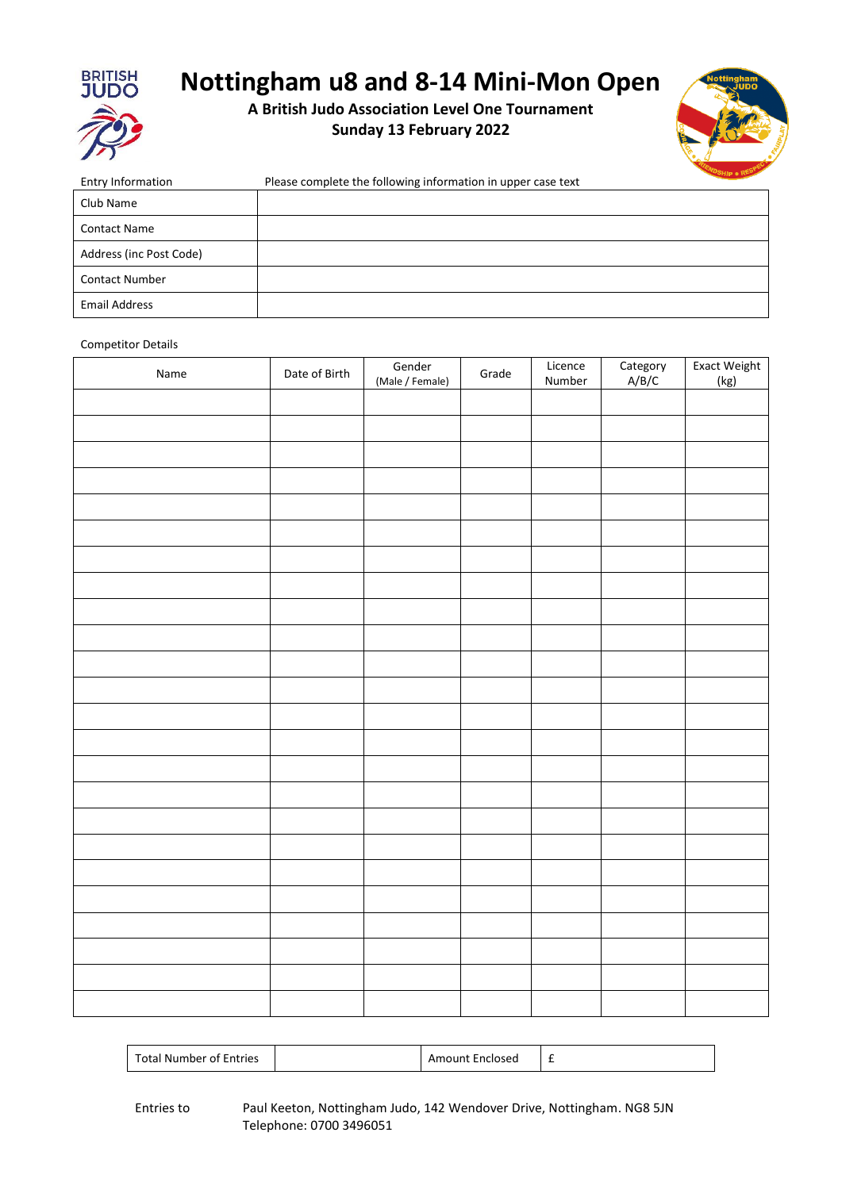# Nottingham u8 and 8-14 Mini-Mon Open

**A British Judo Association Level One Tournament**

**Sunday 13 February 2022**

Entry Information — Please complete the following information in upper case text

| | |
|---|---|
| Club Name | |
| Contact Name | |
| Address (inc Post Code) | |
| Contact Number | |
| Email Address | |

Competitor Details

| Name | Date of Birth | Gender (Male / Female) | Grade | Licence Number | Category A/B/C | Exact Weight (kg) |
|---|---|---|---|---|---|---|
| | | | | | | |
| | | | | | | |
| | | | | | | |
| | | | | | | |
| | | | | | | |
| | | | | | | |
| | | | | | | |
| | | | | | | |
| | | | | | | |
| | | | | | | |
| | | | | | | |
| | | | | | | |
| | | | | | | |
| | | | | | | |
| | | | | | | |
| | | | | | | |
| | | | | | | |
| | | | | | | |
| | | | | | | |
| | | | | | | |
| | | | | | | |
| | | | | | | |
| | | | | | | |
| | | | | | | |

| | | | |
|---|---|---|---|
| Total Number of Entries | | Amount Enclosed | £ |

Entries to: Paul Keeton, Nottingham Judo, 142 Wendover Drive, Nottingham. NG8 5JN
Telephone: 0700 3496051